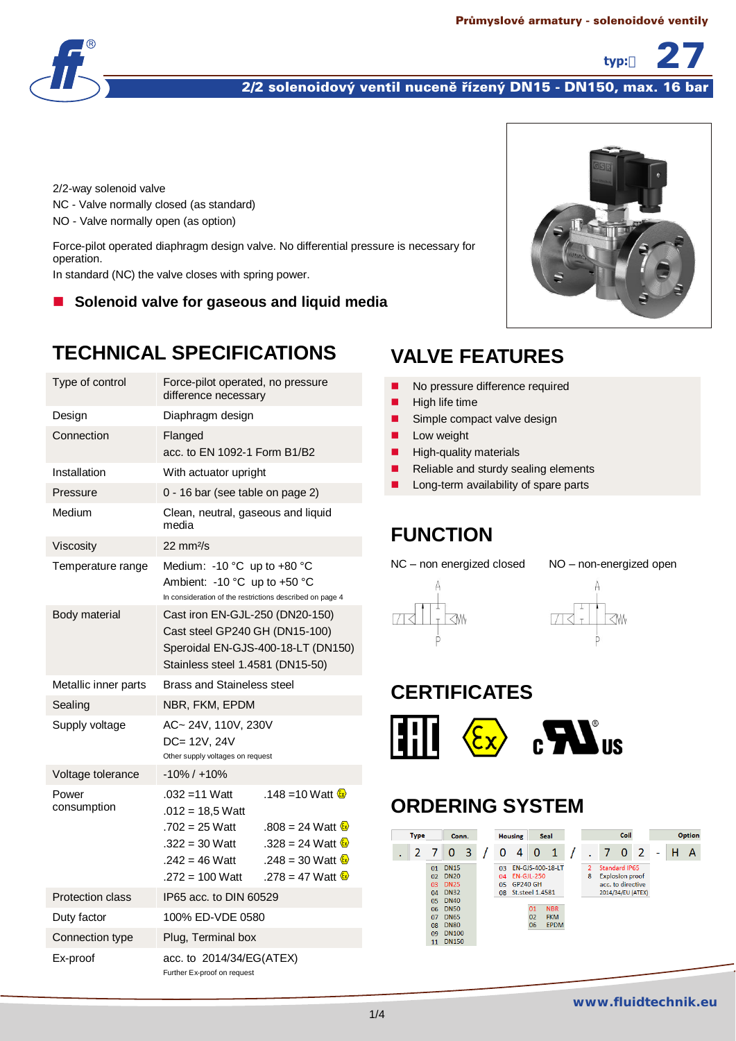Průmyslové armatury - solenoidové ventily

typ: 27

# 2/2 solenoidový ventil nuceně řízený DN15 - DN150, max. 16 bar

2/2-way solenoid valve
NC - Valve normally closed (as standard)
NO - Valve normally open (as option)

Force-pilot operated diaphragm design valve. No differential pressure is necessary for operation.
In standard (NC) the valve closes with spring power.

- **Solenoid valve for gaseous and liquid media**

## TECHNICAL SPECIFICATIONS

| | |
|---|---|
| Type of control | Force-pilot operated, no pressure difference necessary |
| Design | Diaphragm design |
| Connection | Flanged<br>acc. to EN 1092-1 Form B1/B2 |
| Installation | With actuator upright |
| Pressure | 0 - 16 bar (see table on page 2) |
| Medium | Clean, neutral, gaseous and liquid media |
| Viscosity | 22 mm²/s |
| Temperature range | Medium: -10 °C up to +80 °C<br>Ambient: -10 °C up to +50 °C<br>In consideration of the restrictions described on page 4 |
| Body material | Cast iron EN-GJL-250 (DN20-150)<br>Cast steel GP240 GH (DN15-100)<br>Speroidal EN-GJS-400-18-LT (DN150)<br>Stainless steel 1.4581 (DN15-50) |
| Metallic inner parts | Brass and Staineless steel |
| Sealing | NBR, FKM, EPDM |
| Supply voltage | AC~ 24V, 110V, 230V<br>DC= 12V, 24V<br>Other supply voltages on request |
| Voltage tolerance | -10% / +10% |
| Power consumption | .032 =11 Watt; .148 =10 Watt (Ex)<br>.012 = 18,5 Watt<br>.702 = 25 Watt; .808 = 24 Watt (Ex)<br>.322 = 30 Watt; .328 = 24 Watt (Ex)<br>.242 = 46 Watt; .248 = 30 Watt (Ex)<br>.272 = 100 Watt; .278 = 47 Watt (Ex) |
| Protection class | IP65 acc. to DIN 60529 |
| Duty factor | 100% ED-VDE 0580 |
| Connection type | Plug, Terminal box |
| Ex-proof | acc. to 2014/34/EG(ATEX)<br>Further Ex-proof on request |

## VALVE FEATURES

- No pressure difference required
- High life time
- Simple compact valve design
- Low weight
- High-quality materials
- Reliable and sturdy sealing elements
- Long-term availability of spare parts

## FUNCTION

NC – non energized closed

NO – non-energized open

## CERTIFICATES

EAC, Ex, cURus

## ORDERING SYSTEM

| Type | Conn. | / | Housing | Seal | / | Coil | - | Option |
|---|---|---|---|---|---|---|---|---|
| . 2 7 | 0 3 | / | 0 4 | 0 1 | / | . 7 0 2 | - | H A |

Conn.:
- 01 DN15
- 02 DN20
- 03 DN25
- 04 DN32
- 05 DN40
- 06 DN50
- 07 DN65
- 08 DN80
- 09 DN100
- 11 DN150

Housing:
- 03 EN-GJS-400-18-LT
- 04 EN-GJL-250
- 05 GP240 GH
- 08 St.steel 1.4581

Seal:
- 01 NBR
- 02 FKM
- 06 EPDM

Coil:
- 2 Standard IP65
- 8 Explosion proof acc. to directive 2014/34/EU (ATEX)

www.fluidtechnik.eu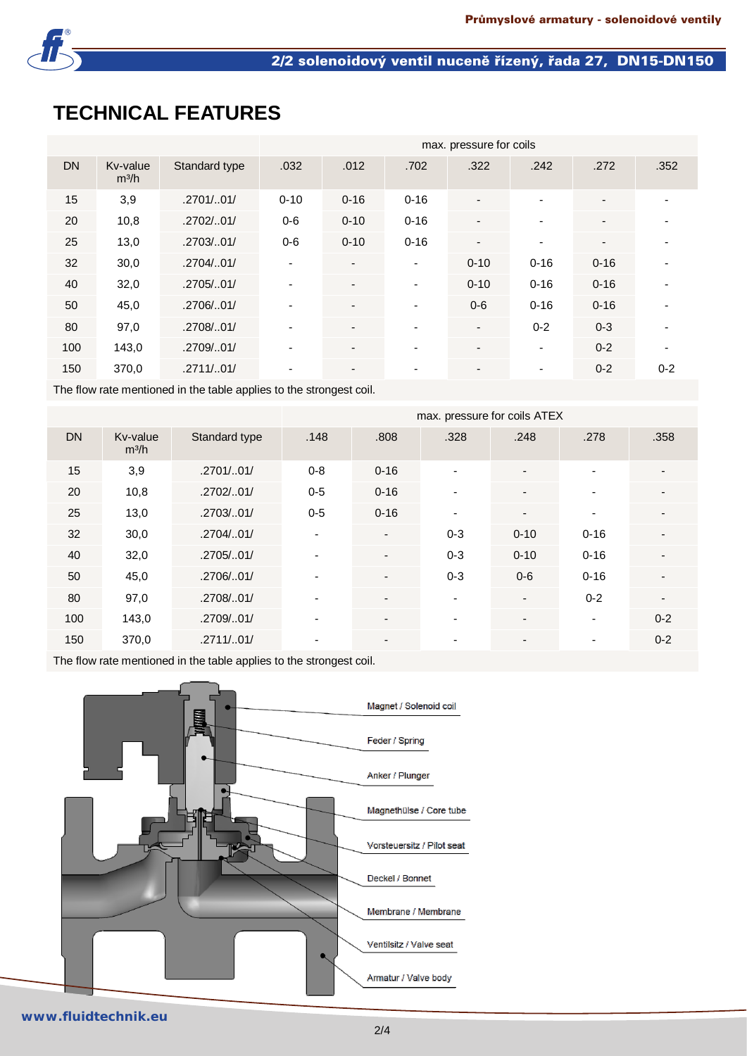# TECHNICAL FEATURES

| DN | Kv-value m³/h | Standard type | max. pressure for coils .032 | .012 | .702 | .322 | .242 | .272 | .352 |
|---|---|---|---|---|---|---|---|---|---|
| 15 | 3,9 | .2701/..01/ | 0-10 | 0-16 | 0-16 | - | - | - | - |
| 20 | 10,8 | .2702/..01/ | 0-6 | 0-10 | 0-16 | - | - | - | - |
| 25 | 13,0 | .2703/..01/ | 0-6 | 0-10 | 0-16 | - | - | - | - |
| 32 | 30,0 | .2704/..01/ | - | - | - | 0-10 | 0-16 | 0-16 | - |
| 40 | 32,0 | .2705/..01/ | - | - | - | 0-10 | 0-16 | 0-16 | - |
| 50 | 45,0 | .2706/..01/ | - | - | - | 0-6 | 0-16 | 0-16 | - |
| 80 | 97,0 | .2708/..01/ | - | - | - | - | 0-2 | 0-3 | - |
| 100 | 143,0 | .2709/..01/ | - | - | - | - | - | 0-2 | - |
| 150 | 370,0 | .2711/..01/ | - | - | - | - | - | 0-2 | 0-2 |

The flow rate mentioned in the table applies to the strongest coil.

| DN | Kv-value m³/h | Standard type | max. pressure for coils ATEX .148 | .808 | .328 | .248 | .278 | .358 |
|---|---|---|---|---|---|---|---|---|
| 15 | 3,9 | .2701/..01/ | 0-8 | 0-16 | - | - | - | - |
| 20 | 10,8 | .2702/..01/ | 0-5 | 0-16 | - | - | - | - |
| 25 | 13,0 | .2703/..01/ | 0-5 | 0-16 | - | - | - | - |
| 32 | 30,0 | .2704/..01/ | - | - | 0-3 | 0-10 | 0-16 | - |
| 40 | 32,0 | .2705/..01/ | - | - | 0-3 | 0-10 | 0-16 | - |
| 50 | 45,0 | .2706/..01/ | - | - | 0-3 | 0-6 | 0-16 | - |
| 80 | 97,0 | .2708/..01/ | - | - | - | - | 0-2 | - |
| 100 | 143,0 | .2709/..01/ | - | - | - | - | - | 0-2 |
| 150 | 370,0 | .2711/..01/ | - | - | - | - | - | 0-2 |

The flow rate mentioned in the table applies to the strongest coil.

- Magnet / Solenoid coil
- Feder / Spring
- Anker / Plunger
- Magnethülse / Core tube
- Vorsteuersitz / Pilot seat
- Deckel / Bonnet
- Membrane / Membrane
- Ventilsitz / Valve seat
- Armatur / Valve body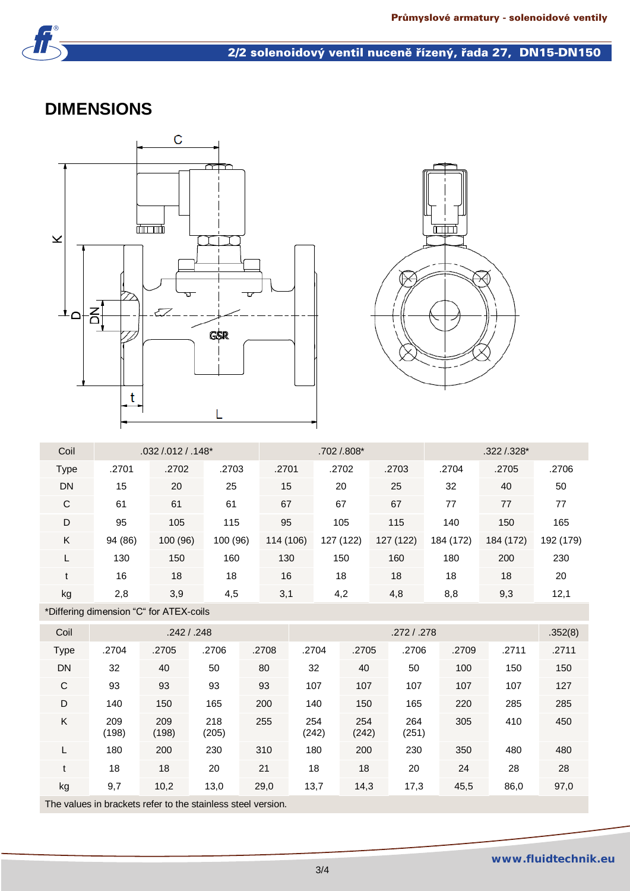# DIMENSIONS

| Coil | .032 /.012 / .148* | | | .702 /.808* | | | .322 /.328* | | |
|---|---|---|---|---|---|---|---|---|---|
| Type | .2701 | .2702 | .2703 | .2701 | .2702 | .2703 | .2704 | .2705 | .2706 |
| DN | 15 | 20 | 25 | 15 | 20 | 25 | 32 | 40 | 50 |
| C | 61 | 61 | 61 | 67 | 67 | 67 | 77 | 77 | 77 |
| D | 95 | 105 | 115 | 95 | 105 | 115 | 140 | 150 | 165 |
| K | 94 (86) | 100 (96) | 100 (96) | 114 (106) | 127 (122) | 127 (122) | 184 (172) | 184 (172) | 192 (179) |
| L | 130 | 150 | 160 | 130 | 150 | 160 | 180 | 200 | 230 |
| t | 16 | 18 | 18 | 16 | 18 | 18 | 18 | 18 | 20 |
| kg | 2,8 | 3,9 | 4,5 | 3,1 | 4,2 | 4,8 | 8,8 | 9,3 | 12,1 |

*Differing dimension "C" for ATEX-coils

| Coil | .242 / .248 | | | | .272 / .278 | | | | | .352(8) |
|---|---|---|---|---|---|---|---|---|---|---|
| Type | .2704 | .2705 | .2706 | .2708 | .2704 | .2705 | .2706 | .2709 | .2711 | .2711 |
| DN | 32 | 40 | 50 | 80 | 32 | 40 | 50 | 100 | 150 | 150 |
| C | 93 | 93 | 93 | 93 | 107 | 107 | 107 | 107 | 107 | 127 |
| D | 140 | 150 | 165 | 200 | 140 | 150 | 165 | 220 | 285 | 285 |
| K | 209 (198) | 209 (198) | 218 (205) | 255 | 254 (242) | 254 (242) | 264 (251) | 305 | 410 | 450 |
| L | 180 | 200 | 230 | 310 | 180 | 200 | 230 | 350 | 480 | 480 |
| t | 18 | 18 | 20 | 21 | 18 | 18 | 20 | 24 | 28 | 28 |
| kg | 9,7 | 10,2 | 13,0 | 29,0 | 13,7 | 14,3 | 17,3 | 45,5 | 86,0 | 97,0 |

The values in brackets refer to the stainless steel version.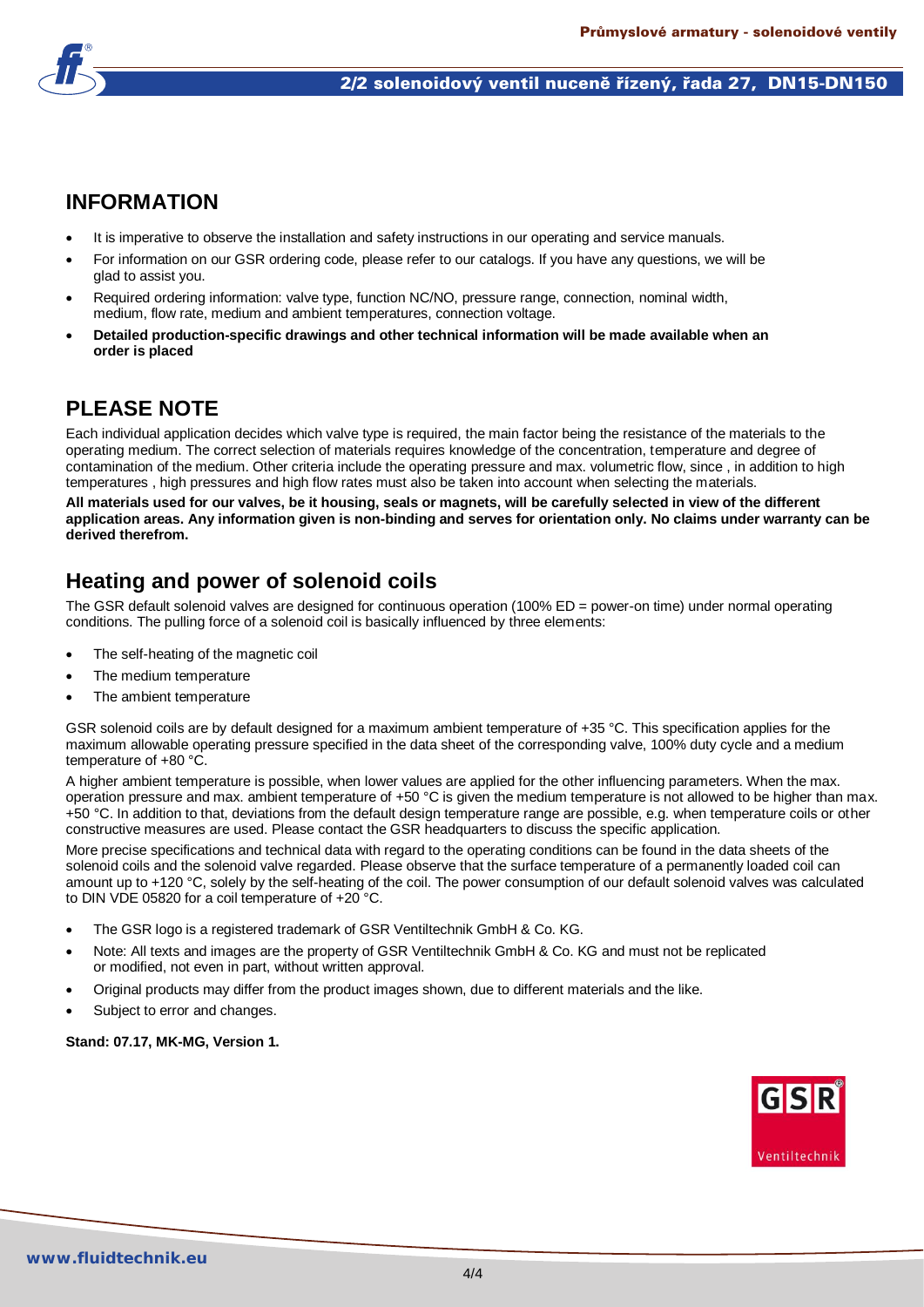## INFORMATION

- It is imperative to observe the installation and safety instructions in our operating and service manuals.
- For information on our GSR ordering code, please refer to our catalogs. If you have any questions, we will be glad to assist you.
- Required ordering information: valve type, function NC/NO, pressure range, connection, nominal width, medium, flow rate, medium and ambient temperatures, connection voltage.
- **Detailed production-specific drawings and other technical information will be made available when an order is placed**

## PLEASE NOTE

Each individual application decides which valve type is required, the main factor being the resistance of the materials to the operating medium. The correct selection of materials requires knowledge of the concentration, temperature and degree of contamination of the medium. Other criteria include the operating pressure and max. volumetric flow, since , in addition to high temperatures , high pressures and high flow rates must also be taken into account when selecting the materials.

**All materials used for our valves, be it housing, seals or magnets, will be carefully selected in view of the different application areas. Any information given is non-binding and serves for orientation only. No claims under warranty can be derived therefrom.**

## Heating and power of solenoid coils

The GSR default solenoid valves are designed for continuous operation (100% ED = power-on time) under normal operating conditions. The pulling force of a solenoid coil is basically influenced by three elements:

- The self-heating of the magnetic coil
- The medium temperature
- The ambient temperature

GSR solenoid coils are by default designed for a maximum ambient temperature of +35 °C. This specification applies for the maximum allowable operating pressure specified in the data sheet of the corresponding valve, 100% duty cycle and a medium temperature of +80 °C.

A higher ambient temperature is possible, when lower values are applied for the other influencing parameters. When the max. operation pressure and max. ambient temperature of +50 °C is given the medium temperature is not allowed to be higher than max. +50 °C. In addition to that, deviations from the default design temperature range are possible, e.g. when temperature coils or other constructive measures are used. Please contact the GSR headquarters to discuss the specific application.

More precise specifications and technical data with regard to the operating conditions can be found in the data sheets of the solenoid coils and the solenoid valve regarded. Please observe that the surface temperature of a permanently loaded coil can amount up to +120 °C, solely by the self-heating of the coil. The power consumption of our default solenoid valves was calculated to DIN VDE 05820 for a coil temperature of +20 °C.

- The GSR logo is a registered trademark of GSR Ventiltechnik GmbH & Co. KG.
- Note: All texts and images are the property of GSR Ventiltechnik GmbH & Co. KG and must not be replicated or modified, not even in part, without written approval.
- Original products may differ from the product images shown, due to different materials and the like.
- Subject to error and changes.

**Stand: 07.17, MK-MG, Version 1.**